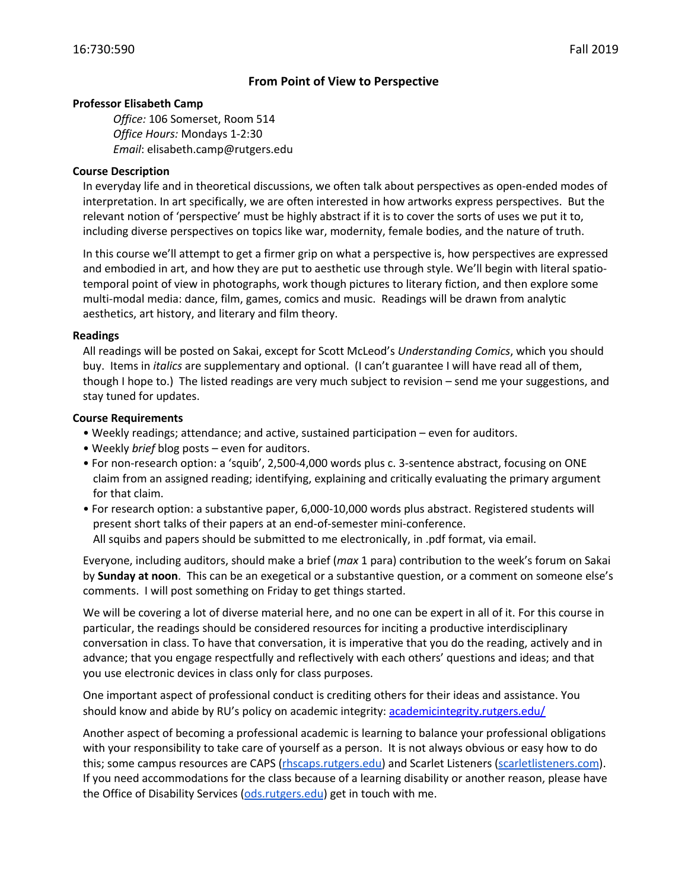16:730:590 Fall 2019

# From Point of View to Perspective

**Professor Elisabeth Camp**

*Office:* 106 Somerset, Room 514
*Office Hours:* Mondays 1-2:30
*Email*: elisabeth.camp@rutgers.edu

## Course Description

In everyday life and in theoretical discussions, we often talk about perspectives as open-ended modes of interpretation. In art specifically, we are often interested in how artworks express perspectives. But the relevant notion of 'perspective' must be highly abstract if it is to cover the sorts of uses we put it to, including diverse perspectives on topics like war, modernity, female bodies, and the nature of truth.

In this course we'll attempt to get a firmer grip on what a perspective is, how perspectives are expressed and embodied in art, and how they are put to aesthetic use through style. We'll begin with literal spatio-temporal point of view in photographs, work though pictures to literary fiction, and then explore some multi-modal media: dance, film, games, comics and music. Readings will be drawn from analytic aesthetics, art history, and literary and film theory.

## Readings

All readings will be posted on Sakai, except for Scott McLeod's *Understanding Comics*, which you should buy. Items in *italics* are supplementary and optional. (I can't guarantee I will have read all of them, though I hope to.) The listed readings are very much subject to revision – send me your suggestions, and stay tuned for updates.

## Course Requirements

- Weekly readings; attendance; and active, sustained participation – even for auditors.
- Weekly *brief* blog posts – even for auditors.
- For non-research option: a 'squib', 2,500-4,000 words plus c. 3-sentence abstract, focusing on ONE claim from an assigned reading; identifying, explaining and critically evaluating the primary argument for that claim.
- For research option: a substantive paper, 6,000-10,000 words plus abstract. Registered students will present short talks of their papers at an end-of-semester mini-conference.
  All squibs and papers should be submitted to me electronically, in .pdf format, via email.

Everyone, including auditors, should make a brief (*max* 1 para) contribution to the week's forum on Sakai by **Sunday at noon**. This can be an exegetical or a substantive question, or a comment on someone else's comments. I will post something on Friday to get things started.

We will be covering a lot of diverse material here, and no one can be expert in all of it. For this course in particular, the readings should be considered resources for inciting a productive interdisciplinary conversation in class. To have that conversation, it is imperative that you do the reading, actively and in advance; that you engage respectfully and reflectively with each others' questions and ideas; and that you use electronic devices in class only for class purposes.

One important aspect of professional conduct is crediting others for their ideas and assistance. You should know and abide by RU's policy on academic integrity: [academicintegrity.rutgers.edu/](academicintegrity.rutgers.edu/)

Another aspect of becoming a professional academic is learning to balance your professional obligations with your responsibility to take care of yourself as a person. It is not always obvious or easy how to do this; some campus resources are CAPS ([rhscaps.rutgers.edu](rhscaps.rutgers.edu)) and Scarlet Listeners ([scarletlisteners.com](scarletlisteners.com)). If you need accommodations for the class because of a learning disability or another reason, please have the Office of Disability Services ([ods.rutgers.edu](ods.rutgers.edu)) get in touch with me.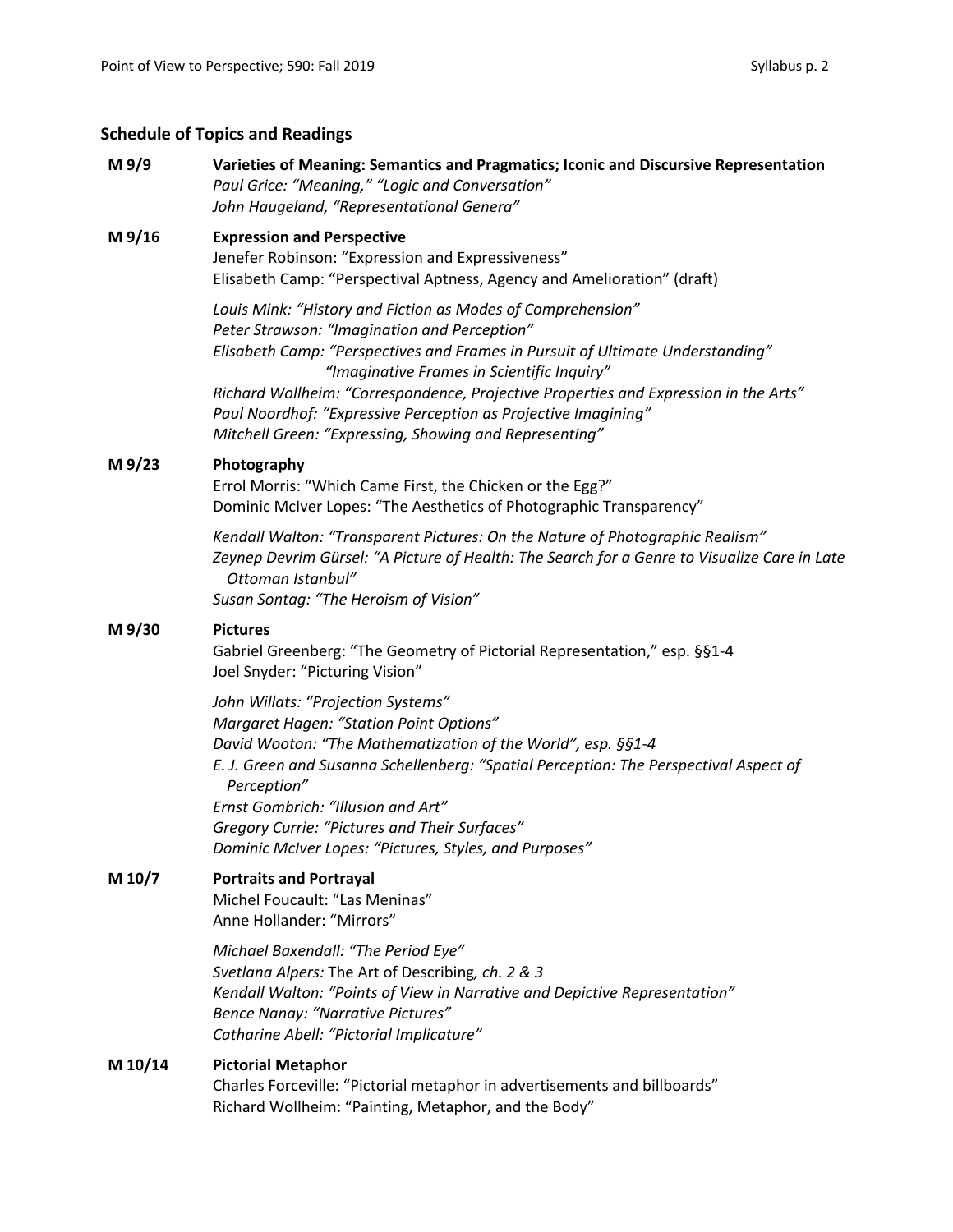## Schedule of Topics and Readings

**M 9/9** **Varieties of Meaning: Semantics and Pragmatics; Iconic and Discursive Representation**

*Paul Grice: "Meaning," "Logic and Conversation"*
*John Haugeland, "Representational Genera"*

**M 9/16** **Expression and Perspective**

Jenefer Robinson: "Expression and Expressiveness"
Elisabeth Camp: "Perspectival Aptness, Agency and Amelioration" (draft)

*Louis Mink: "History and Fiction as Modes of Comprehension"*
*Peter Strawson: "Imagination and Perception"*
*Elisabeth Camp: "Perspectives and Frames in Pursuit of Ultimate Understanding"*
*"Imaginative Frames in Scientific Inquiry"*
*Richard Wollheim: "Correspondence, Projective Properties and Expression in the Arts"*
*Paul Noordhof: "Expressive Perception as Projective Imagining"*
*Mitchell Green: "Expressing, Showing and Representing"*

**M 9/23** **Photography**

Errol Morris: "Which Came First, the Chicken or the Egg?"
Dominic McIver Lopes: "The Aesthetics of Photographic Transparency"

*Kendall Walton: "Transparent Pictures: On the Nature of Photographic Realism"*
*Zeynep Devrim Gürsel: "A Picture of Health: The Search for a Genre to Visualize Care in Late Ottoman Istanbul"*
*Susan Sontag: "The Heroism of Vision"*

**M 9/30** **Pictures**

Gabriel Greenberg: "The Geometry of Pictorial Representation," esp. §§1-4
Joel Snyder: "Picturing Vision"

*John Willats: "Projection Systems"*
*Margaret Hagen: "Station Point Options"*
*David Wooton: "The Mathematization of the World", esp. §§1-4*
*E. J. Green and Susanna Schellenberg: "Spatial Perception: The Perspectival Aspect of Perception"*
*Ernst Gombrich: "Illusion and Art"*
*Gregory Currie: "Pictures and Their Surfaces"*
*Dominic McIver Lopes: "Pictures, Styles, and Purposes"*

**M 10/7** **Portraits and Portrayal**

Michel Foucault: "Las Meninas"
Anne Hollander: "Mirrors"

*Michael Baxendall: "The Period Eye"*
*Svetlana Alpers:* The Art of Describing*, ch. 2 & 3*
*Kendall Walton: "Points of View in Narrative and Depictive Representation"*
*Bence Nanay: "Narrative Pictures"*
*Catharine Abell: "Pictorial Implicature"*

**M 10/14** **Pictorial Metaphor**

Charles Forceville: "Pictorial metaphor in advertisements and billboards"
Richard Wollheim: "Painting, Metaphor, and the Body"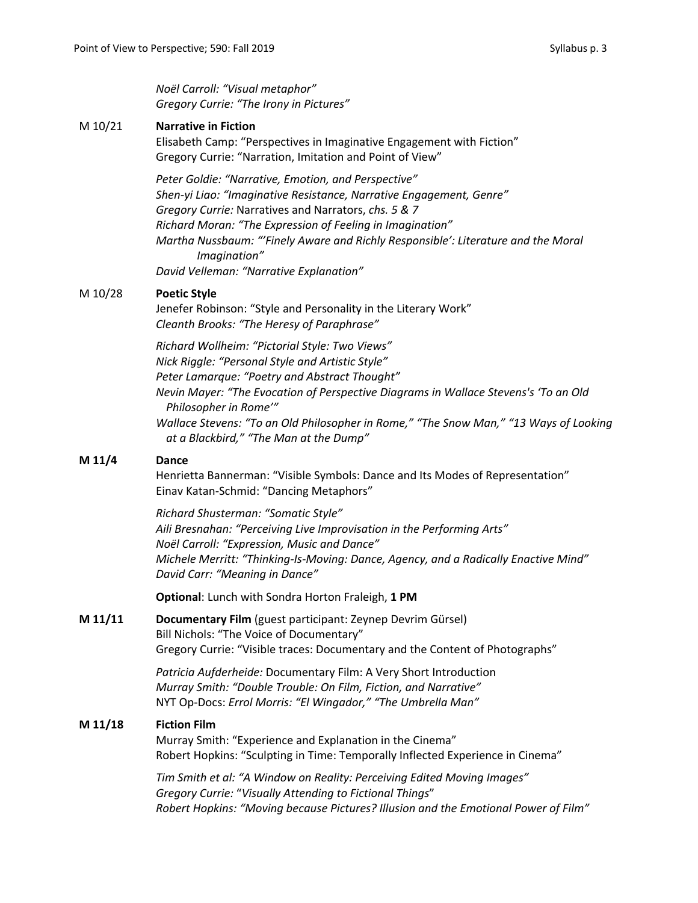*Noël Carroll: "Visual metaphor"*
*Gregory Currie: "The Irony in Pictures"*

M 10/21 **Narrative in Fiction**
Elisabeth Camp: "Perspectives in Imaginative Engagement with Fiction"
Gregory Currie: "Narration, Imitation and Point of View"

*Peter Goldie: "Narrative, Emotion, and Perspective"*
*Shen-yi Liao: "Imaginative Resistance, Narrative Engagement, Genre"*
*Gregory Currie:* Narratives and Narrators, *chs. 5 & 7*
*Richard Moran: "The Expression of Feeling in Imagination"*
*Martha Nussbaum: "'Finely Aware and Richly Responsible': Literature and the Moral Imagination"*
*David Velleman: "Narrative Explanation"*

M 10/28 **Poetic Style**
Jenefer Robinson: "Style and Personality in the Literary Work"
*Cleanth Brooks: "The Heresy of Paraphrase"*

*Richard Wollheim: "Pictorial Style: Two Views"*
*Nick Riggle: "Personal Style and Artistic Style"*
*Peter Lamarque: "Poetry and Abstract Thought"*
*Nevin Mayer: "The Evocation of Perspective Diagrams in Wallace Stevens's 'To an Old Philosopher in Rome'"*
*Wallace Stevens: "To an Old Philosopher in Rome," "The Snow Man," "13 Ways of Looking at a Blackbird," "The Man at the Dump"*

**M 11/4** **Dance**
Henrietta Bannerman: "Visible Symbols: Dance and Its Modes of Representation"
Einav Katan-Schmid: "Dancing Metaphors"

*Richard Shusterman: "Somatic Style"*
*Aili Bresnahan: "Perceiving Live Improvisation in the Performing Arts"*
*Noël Carroll: "Expression, Music and Dance"*
*Michele Merritt: "Thinking-Is-Moving: Dance, Agency, and a Radically Enactive Mind"*
*David Carr: "Meaning in Dance"*

**Optional**: Lunch with Sondra Horton Fraleigh, **1 PM**

**M 11/11** **Documentary Film** (guest participant: Zeynep Devrim Gürsel)
Bill Nichols: "The Voice of Documentary"
Gregory Currie: "Visible traces: Documentary and the Content of Photographs"

*Patricia Aufderheide:* Documentary Film: A Very Short Introduction
*Murray Smith: "Double Trouble: On Film, Fiction, and Narrative"*
NYT Op-Docs: *Errol Morris: "El Wingador," "The Umbrella Man"*

**M 11/18** **Fiction Film**
Murray Smith: "Experience and Explanation in the Cinema"
Robert Hopkins: "Sculpting in Time: Temporally Inflected Experience in Cinema"

*Tim Smith et al: "A Window on Reality: Perceiving Edited Moving Images"*
*Gregory Currie:* "*Visually Attending to Fictional Things*"
*Robert Hopkins: "Moving because Pictures? Illusion and the Emotional Power of Film"*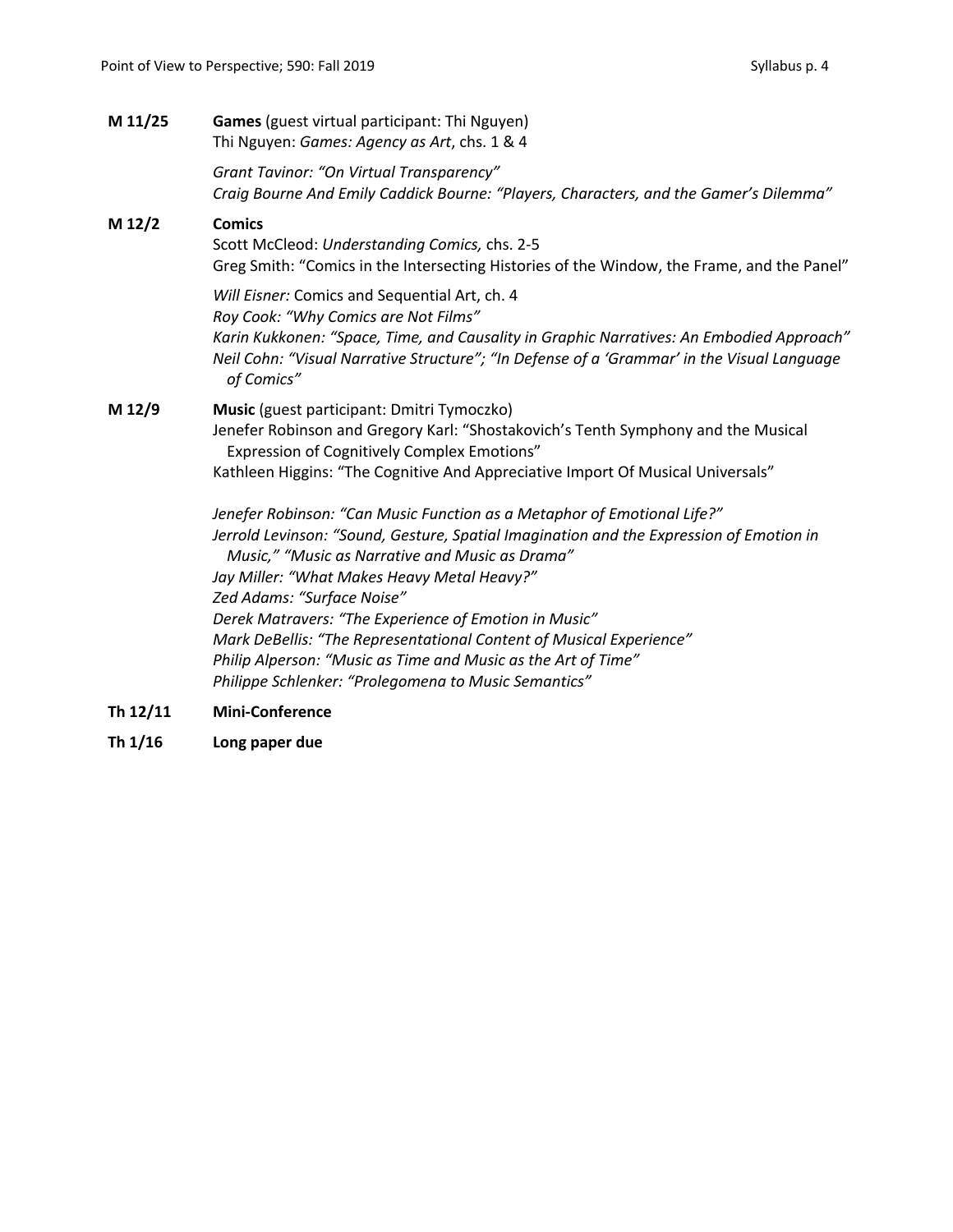**M 11/25** **Games** (guest virtual participant: Thi Nguyen)
Thi Nguyen: *Games: Agency as Art*, chs. 1 & 4

*Grant Tavinor: "On Virtual Transparency"*
*Craig Bourne And Emily Caddick Bourne: "Players, Characters, and the Gamer's Dilemma"*

**M 12/2** **Comics**
Scott McCleod: *Understanding Comics,* chs. 2-5
Greg Smith: "Comics in the Intersecting Histories of the Window, the Frame, and the Panel"

*Will Eisner:* Comics and Sequential Art, ch. 4
*Roy Cook: "Why Comics are Not Films"*
*Karin Kukkonen: "Space, Time, and Causality in Graphic Narratives: An Embodied Approach"*
*Neil Cohn: "Visual Narrative Structure"; "In Defense of a 'Grammar' in the Visual Language of Comics"*

**M 12/9** **Music** (guest participant: Dmitri Tymoczko)
Jenefer Robinson and Gregory Karl: "Shostakovich's Tenth Symphony and the Musical Expression of Cognitively Complex Emotions"
Kathleen Higgins: "The Cognitive And Appreciative Import Of Musical Universals"

*Jenefer Robinson: "Can Music Function as a Metaphor of Emotional Life?"*
*Jerrold Levinson: "Sound, Gesture, Spatial Imagination and the Expression of Emotion in Music," "Music as Narrative and Music as Drama"*
*Jay Miller: "What Makes Heavy Metal Heavy?"*
*Zed Adams: "Surface Noise"*
*Derek Matravers: "The Experience of Emotion in Music"*
*Mark DeBellis: "The Representational Content of Musical Experience"*
*Philip Alperson: "Music as Time and Music as the Art of Time"*
*Philippe Schlenker: "Prolegomena to Music Semantics"*

**Th 12/11** **Mini-Conference**

**Th 1/16** **Long paper due**